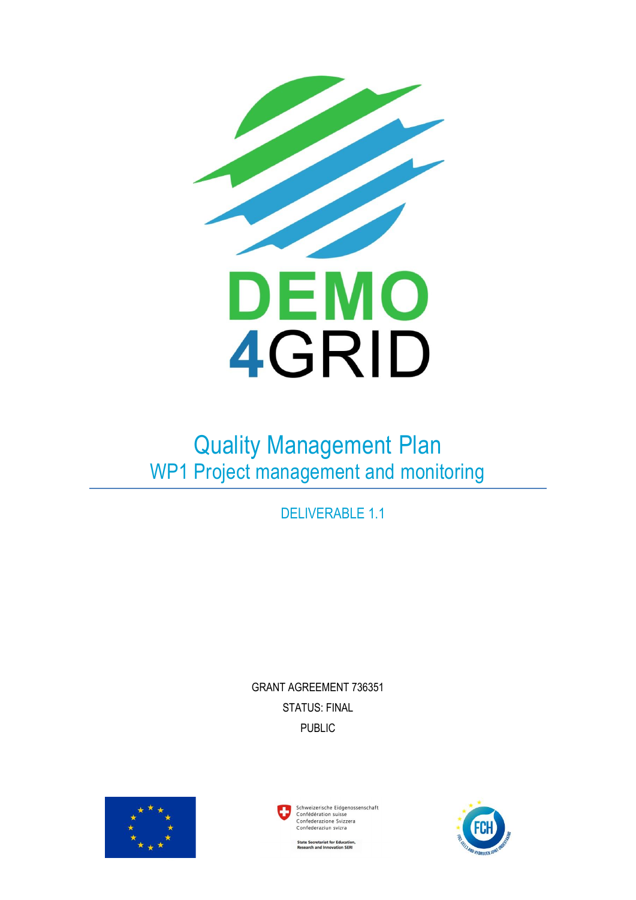DEMO
4GRID

# Quality Management Plan

## WP1 Project management and monitoring

DELIVERABLE 1.1

GRANT AGREEMENT 736351

STATUS: FINAL

PUBLIC

Schweizerische Eidgenossenschaft
Confédération suisse
Confederazione Svizzera
Confederaziun svizra

State Secretariat for Education, Research and Innovation SERI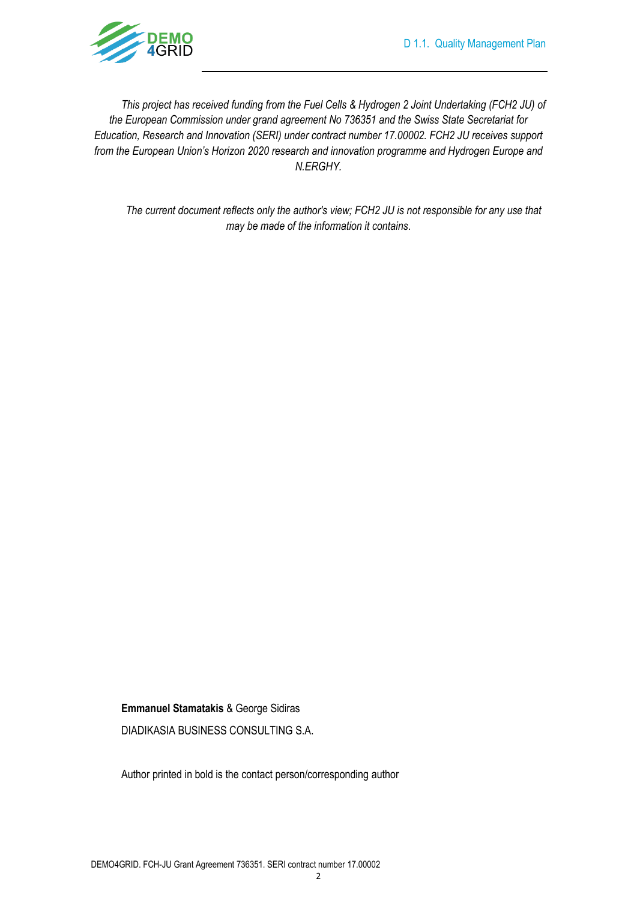*This project has received funding from the Fuel Cells & Hydrogen 2 Joint Undertaking (FCH2 JU) of the European Commission under grand agreement No 736351 and the Swiss State Secretariat for Education, Research and Innovation (SERI) under contract number 17.00002. FCH2 JU receives support from the European Union's Horizon 2020 research and innovation programme and Hydrogen Europe and N.ERGHY.*

*The current document reflects only the author's view; FCH2 JU is not responsible for any use that may be made of the information it contains.*

**Emmanuel Stamatakis** & George Sidiras

DIADIKASIA BUSINESS CONSULTING S.A.

Author printed in bold is the contact person/corresponding author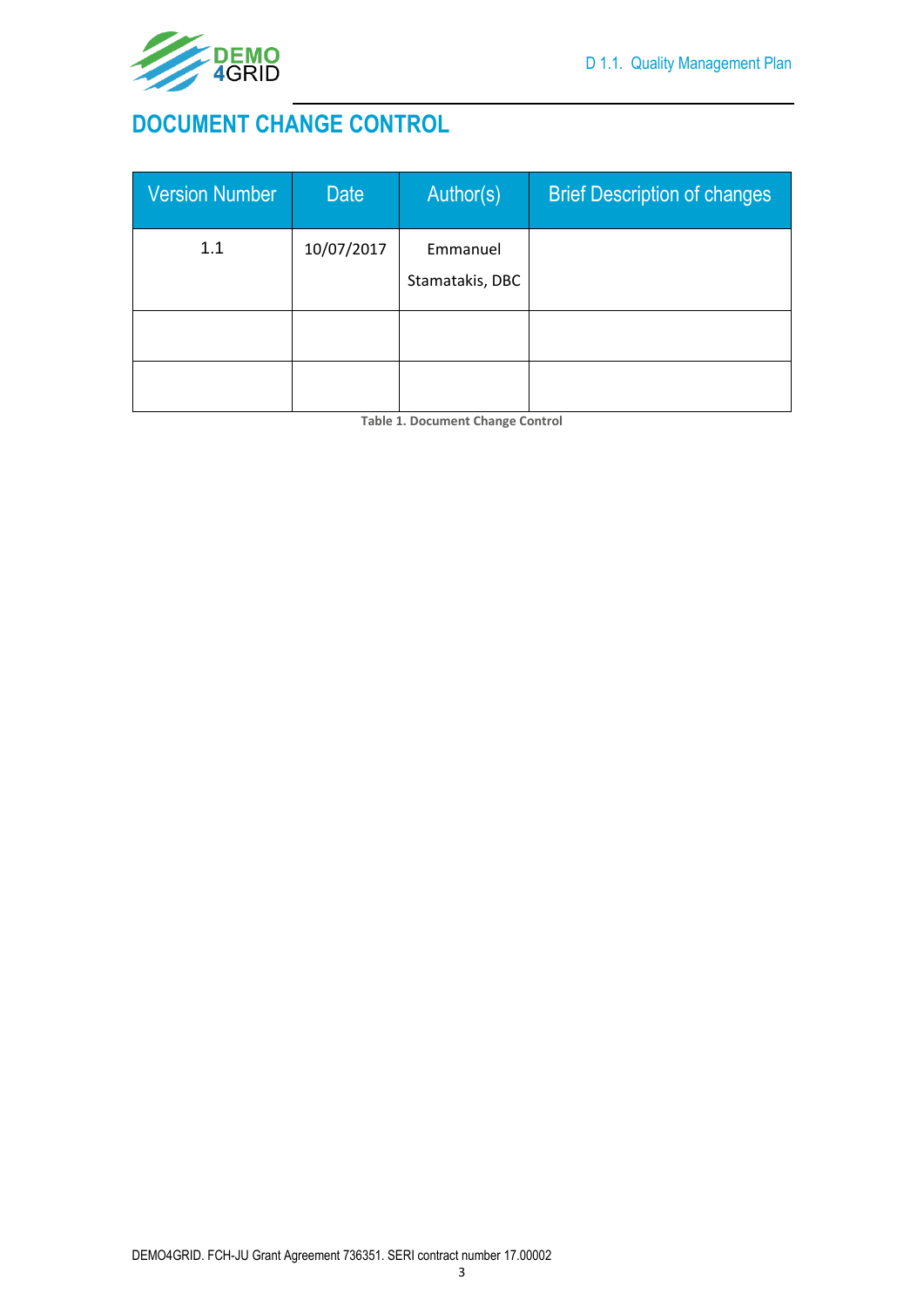# DOCUMENT CHANGE CONTROL

| Version Number | Date | Author(s) | Brief Description of changes |
| --- | --- | --- | --- |
| 1.1 | 10/07/2017 | Emmanuel Stamatakis, DBC | |
| | | | |
| | | | |

**Table 1. Document Change Control**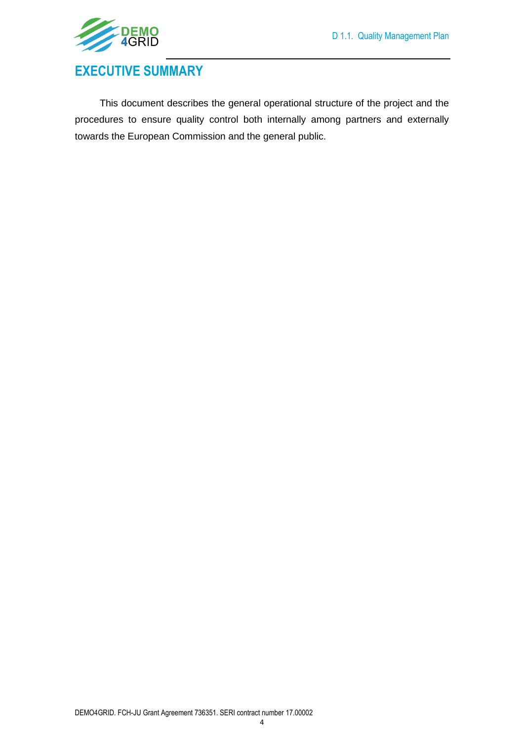# EXECUTIVE SUMMARY

This document describes the general operational structure of the project and the procedures to ensure quality control both internally among partners and externally towards the European Commission and the general public.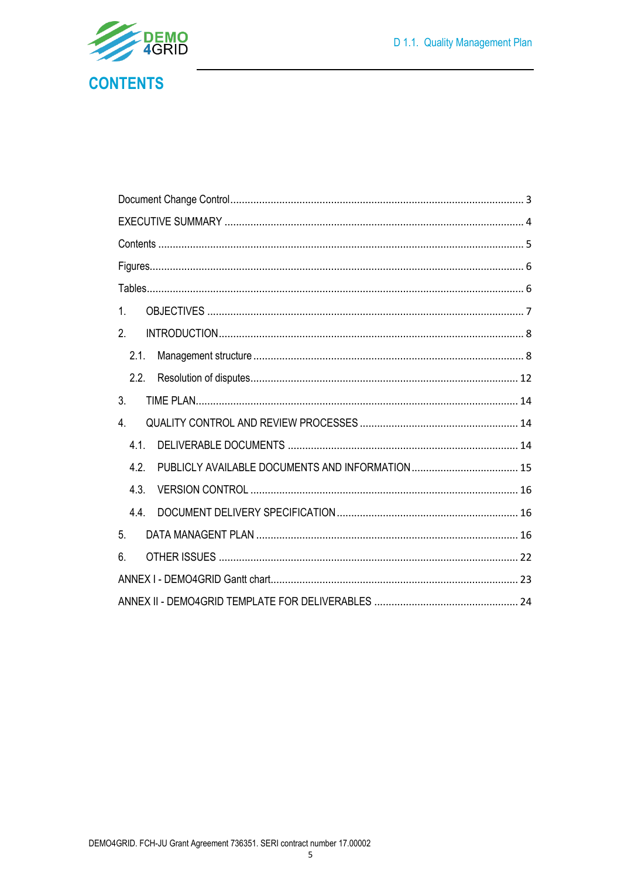# CONTENTS

Document Change Control ..................................................................................................... 3

EXECUTIVE SUMMARY ....................................................................................................... 4

Contents ............................................................................................................................... 5

Figures.................................................................................................................................. 6

Tables................................................................................................................................... 6

1. OBJECTIVES ................................................................................................................... 7

2. INTRODUCTION.............................................................................................................. 8

   2.1. Management structure ................................................................................................ 8

   2.2. Resolution of disputes.................................................................................................. 12

3. TIME PLAN...................................................................................................................... 14

4. QUALITY CONTROL AND REVIEW PROCESSES ....................................................... 14

   4.1. DELIVERABLE DOCUMENTS ................................................................................... 14

   4.2. PUBLICLY AVAILABLE DOCUMENTS AND INFORMATION .................................... 15

   4.3. VERSION CONTROL ................................................................................................. 16

   4.4. DOCUMENT DELIVERY SPECIFICATION................................................................. 16

5. DATA MANAGENT PLAN ............................................................................................... 16

6. OTHER ISSUES .............................................................................................................. 22

ANNEX I - DEMO4GRID Gantt chart..................................................................................... 23

ANNEX II - DEMO4GRID TEMPLATE FOR DELIVERABLES ............................................. 24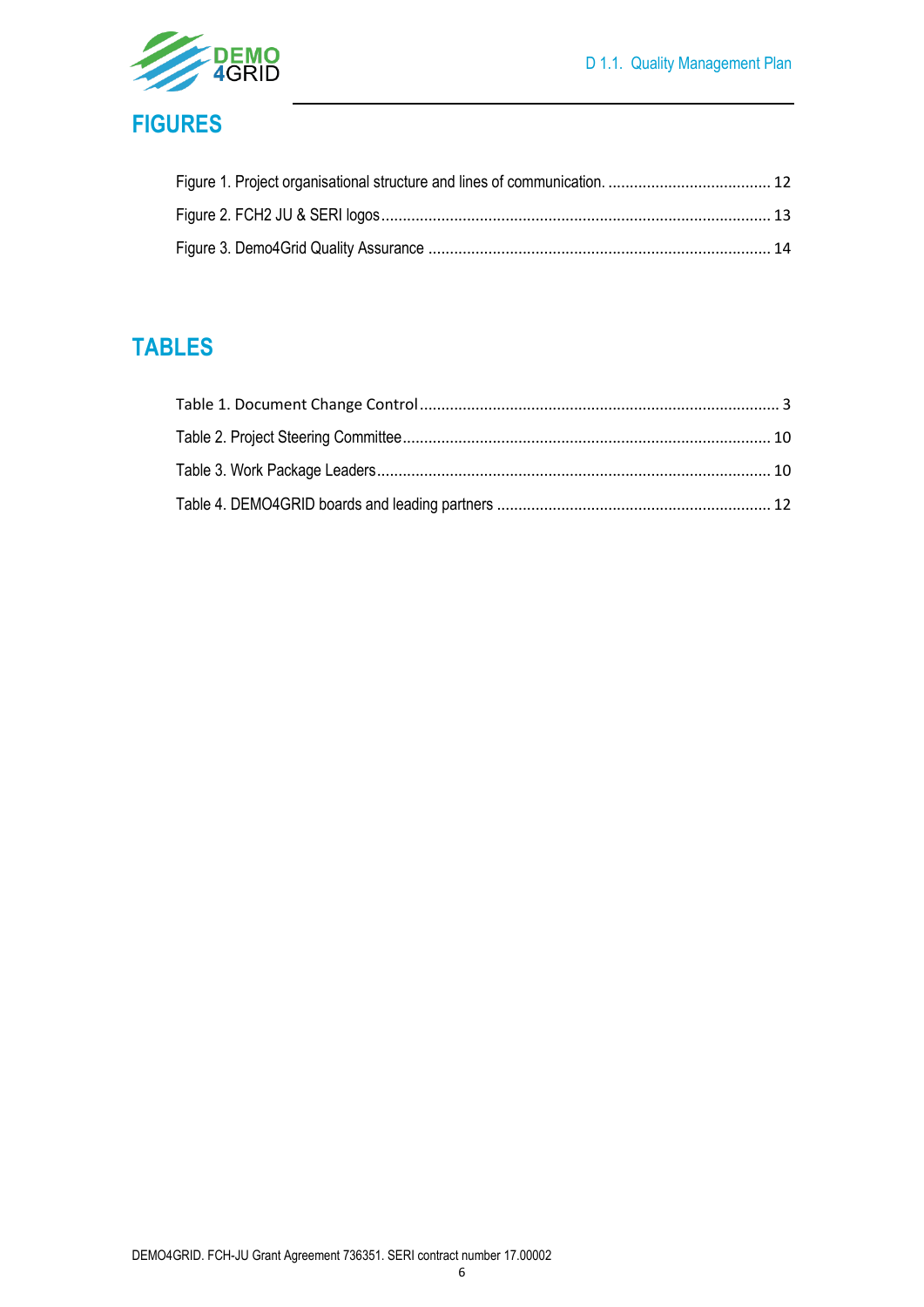# FIGURES

Figure 1. Project organisational structure and lines of communication. ...................................... 12

Figure 2. FCH2 JU & SERI logos.......................................................................................... 13

Figure 3. Demo4Grid Quality Assurance ............................................................................... 14

# TABLES

Table 1. Document Change Control ................................................................................... 3

Table 2. Project Steering Committee..................................................................................... 10

Table 3. Work Package Leaders........................................................................................... 10

Table 4. DEMO4GRID boards and leading partners ................................................................ 12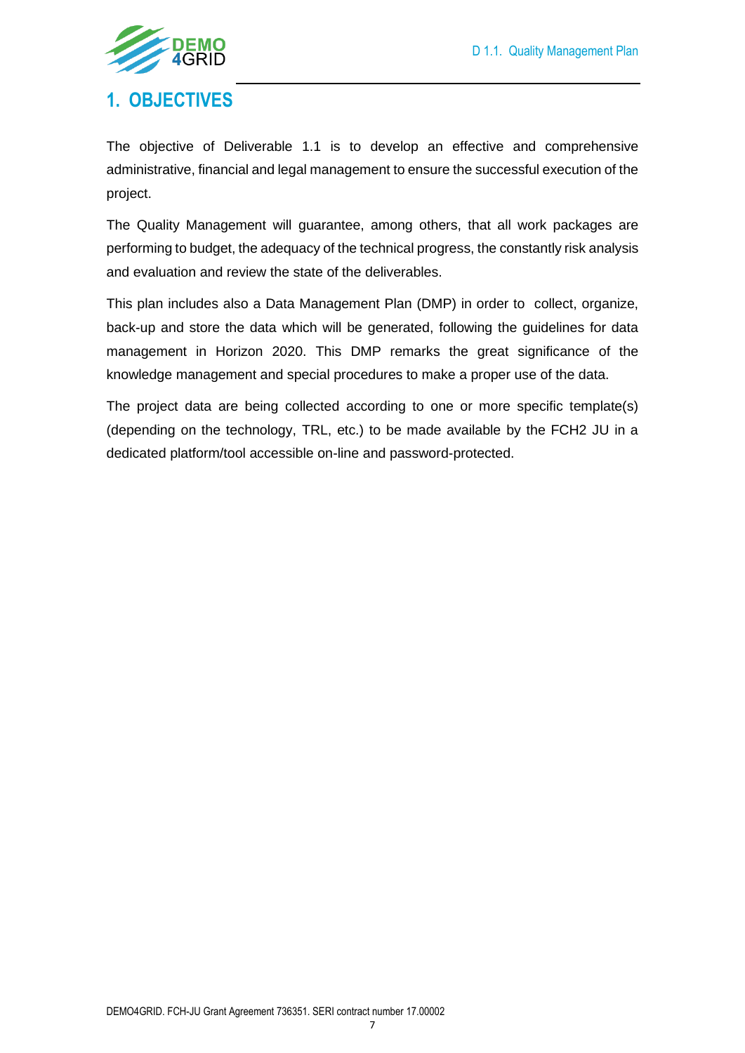# 1. OBJECTIVES

The objective of Deliverable 1.1 is to develop an effective and comprehensive administrative, financial and legal management to ensure the successful execution of the project.

The Quality Management will guarantee, among others, that all work packages are performing to budget, the adequacy of the technical progress, the constantly risk analysis and evaluation and review the state of the deliverables.

This plan includes also a Data Management Plan (DMP) in order to collect, organize, back-up and store the data which will be generated, following the guidelines for data management in Horizon 2020. This DMP remarks the great significance of the knowledge management and special procedures to make a proper use of the data.

The project data are being collected according to one or more specific template(s) (depending on the technology, TRL, etc.) to be made available by the FCH2 JU in a dedicated platform/tool accessible on-line and password-protected.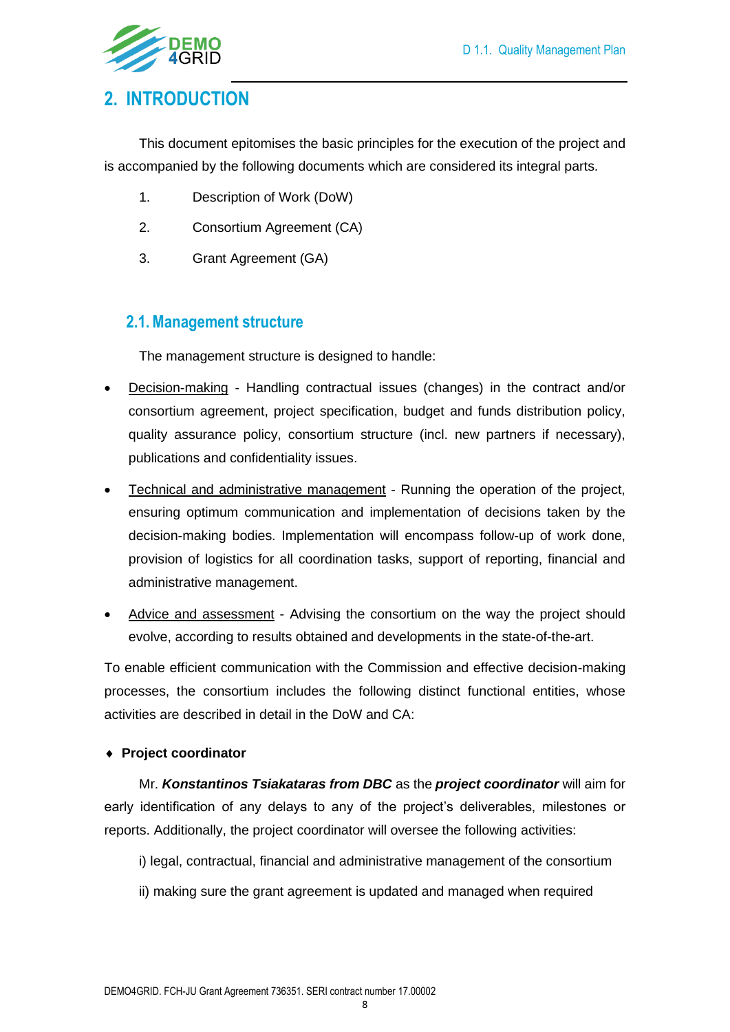# 2. INTRODUCTION

This document epitomises the basic principles for the execution of the project and is accompanied by the following documents which are considered its integral parts.

1. Description of Work (DoW)
2. Consortium Agreement (CA)
3. Grant Agreement (GA)

## 2.1. Management structure

The management structure is designed to handle:

- Decision-making - Handling contractual issues (changes) in the contract and/or consortium agreement, project specification, budget and funds distribution policy, quality assurance policy, consortium structure (incl. new partners if necessary), publications and confidentiality issues.
- Technical and administrative management - Running the operation of the project, ensuring optimum communication and implementation of decisions taken by the decision-making bodies. Implementation will encompass follow-up of work done, provision of logistics for all coordination tasks, support of reporting, financial and administrative management.
- Advice and assessment - Advising the consortium on the way the project should evolve, according to results obtained and developments in the state-of-the-art.

To enable efficient communication with the Commission and effective decision-making processes, the consortium includes the following distinct functional entities, whose activities are described in detail in the DoW and CA:

- **Project coordinator**

Mr. ***Konstantinos Tsiakataras from DBC*** as the ***project coordinator*** will aim for early identification of any delays to any of the project's deliverables, milestones or reports. Additionally, the project coordinator will oversee the following activities:

i) legal, contractual, financial and administrative management of the consortium

ii) making sure the grant agreement is updated and managed when required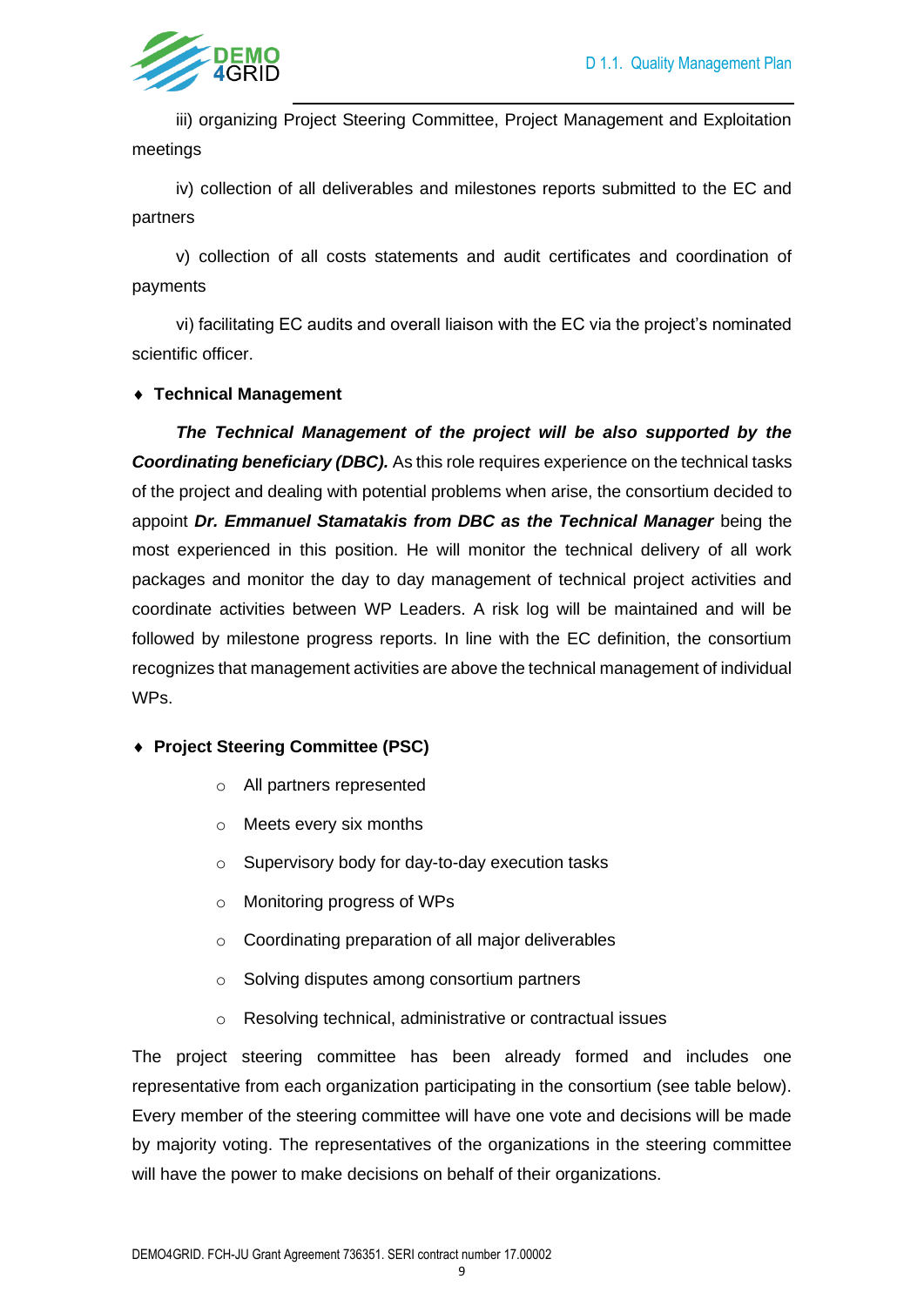iii) organizing Project Steering Committee, Project Management and Exploitation meetings

iv) collection of all deliverables and milestones reports submitted to the EC and partners

v) collection of all costs statements and audit certificates and coordination of payments

vi) facilitating EC audits and overall liaison with the EC via the project's nominated scientific officer.

- **Technical Management**

***The Technical Management of the project will be also supported by the Coordinating beneficiary (DBC).*** As this role requires experience on the technical tasks of the project and dealing with potential problems when arise, the consortium decided to appoint ***Dr. Emmanuel Stamatakis from DBC as the Technical Manager*** being the most experienced in this position. He will monitor the technical delivery of all work packages and monitor the day to day management of technical project activities and coordinate activities between WP Leaders. A risk log will be maintained and will be followed by milestone progress reports. In line with the EC definition, the consortium recognizes that management activities are above the technical management of individual WPs.

- **Project Steering Committee (PSC)**
    - All partners represented
    - Meets every six months
    - Supervisory body for day-to-day execution tasks
    - Monitoring progress of WPs
    - Coordinating preparation of all major deliverables
    - Solving disputes among consortium partners
    - Resolving technical, administrative or contractual issues

The project steering committee has been already formed and includes one representative from each organization participating in the consortium (see table below). Every member of the steering committee will have one vote and decisions will be made by majority voting. The representatives of the organizations in the steering committee will have the power to make decisions on behalf of their organizations.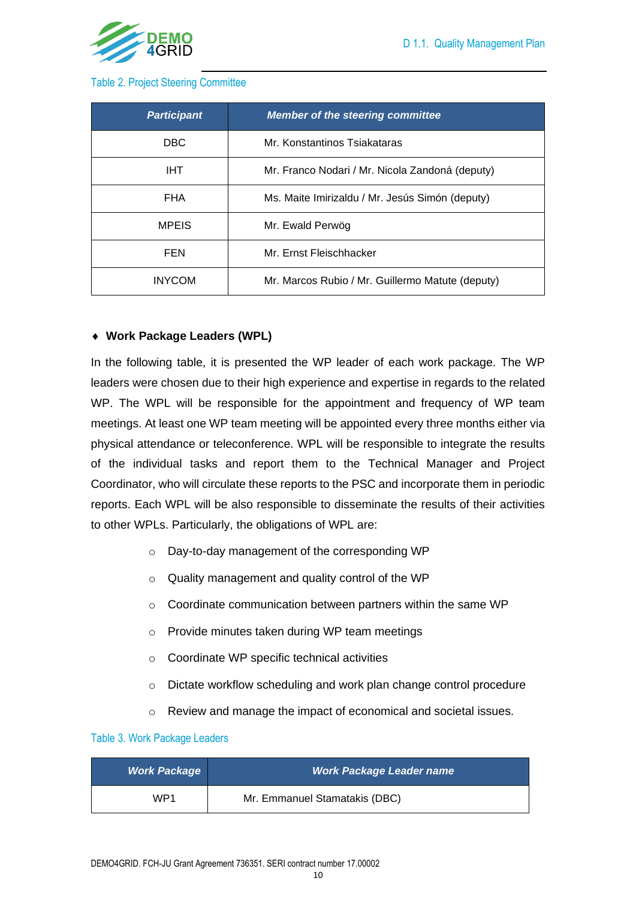Table 2. Project Steering Committee

| Participant | Member of the steering committee |
| --- | --- |
| DBC | Mr. Konstantinos Tsiakataras |
| IHT | Mr. Franco Nodari / Mr. Nicola Zandoná (deputy) |
| FHA | Ms. Maite Imirizaldu / Mr. Jesús Simón (deputy) |
| MPEIS | Mr. Ewald Perwög |
| FEN | Mr. Ernst Fleischhacker |
| INYCOM | Mr. Marcos Rubio / Mr. Guillermo Matute (deputy) |

- **Work Package Leaders (WPL)**

In the following table, it is presented the WP leader of each work package. The WP leaders were chosen due to their high experience and expertise in regards to the related WP. The WPL will be responsible for the appointment and frequency of WP team meetings. At least one WP team meeting will be appointed every three months either via physical attendance or teleconference. WPL will be responsible to integrate the results of the individual tasks and report them to the Technical Manager and Project Coordinator, who will circulate these reports to the PSC and incorporate them in periodic reports. Each WPL will be also responsible to disseminate the results of their activities to other WPLs. Particularly, the obligations of WPL are:

- Day-to-day management of the corresponding WP
- Quality management and quality control of the WP
- Coordinate communication between partners within the same WP
- Provide minutes taken during WP team meetings
- Coordinate WP specific technical activities
- Dictate workflow scheduling and work plan change control procedure
- Review and manage the impact of economical and societal issues.

Table 3. Work Package Leaders

| Work Package | Work Package Leader name |
| --- | --- |
| WP1 | Mr. Emmanuel Stamatakis (DBC) |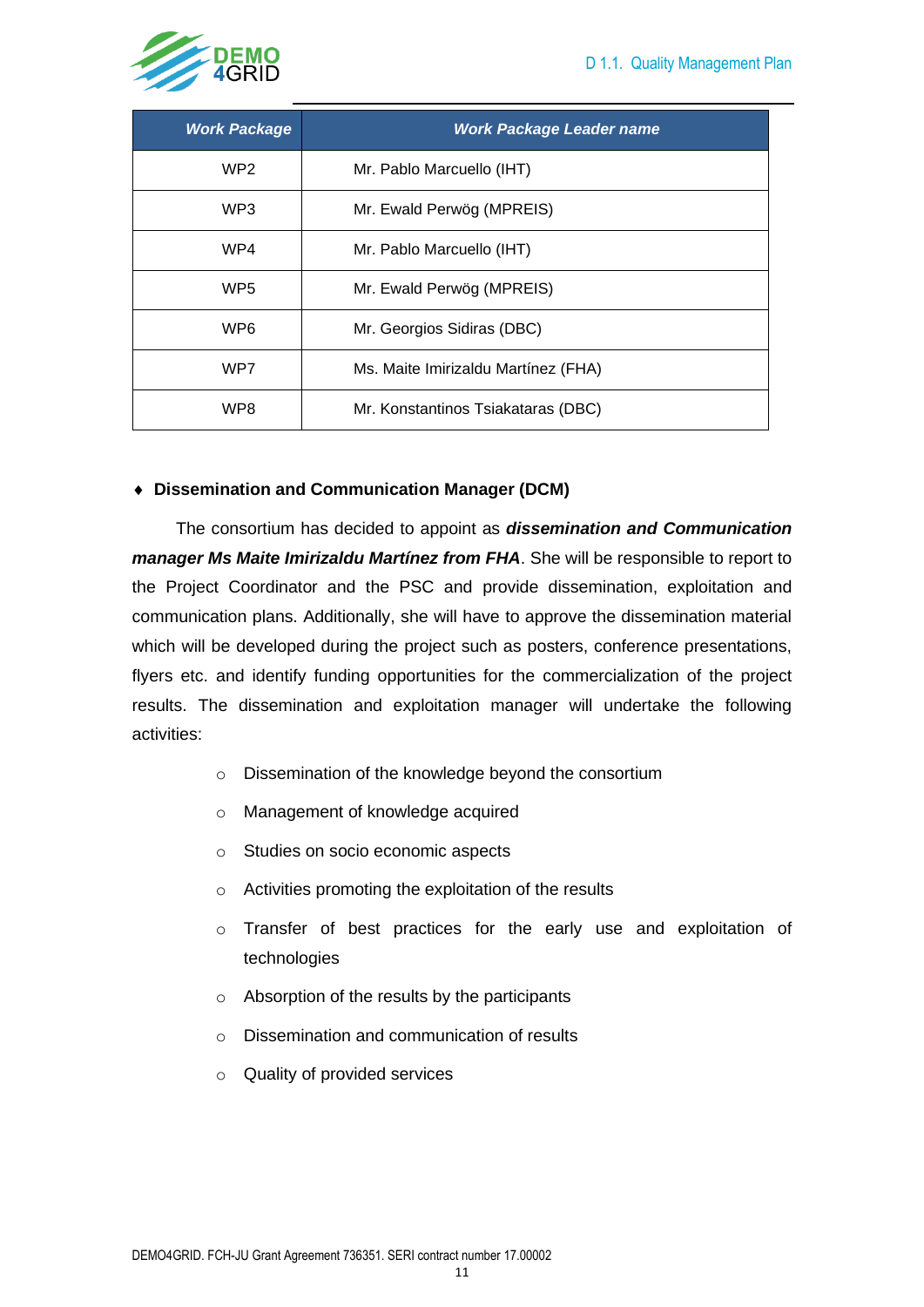| *Work Package* | *Work Package Leader name* |
|---|---|
| WP2 | Mr. Pablo Marcuello (IHT) |
| WP3 | Mr. Ewald Perwög (MPREIS) |
| WP4 | Mr. Pablo Marcuello (IHT) |
| WP5 | Mr. Ewald Perwög (MPREIS) |
| WP6 | Mr. Georgios Sidiras (DBC) |
| WP7 | Ms. Maite Imirizaldu Martínez (FHA) |
| WP8 | Mr. Konstantinos Tsiakataras (DBC) |

- **Dissemination and Communication Manager (DCM)**

The consortium has decided to appoint as ***dissemination and Communication manager Ms Maite Imirizaldu Martínez from FHA***. She will be responsible to report to the Project Coordinator and the PSC and provide dissemination, exploitation and communication plans. Additionally, she will have to approve the dissemination material which will be developed during the project such as posters, conference presentations, flyers etc. and identify funding opportunities for the commercialization of the project results. The dissemination and exploitation manager will undertake the following activities:

- Dissemination of the knowledge beyond the consortium
- Management of knowledge acquired
- Studies on socio economic aspects
- Activities promoting the exploitation of the results
- Transfer of best practices for the early use and exploitation of technologies
- Absorption of the results by the participants
- Dissemination and communication of results
- Quality of provided services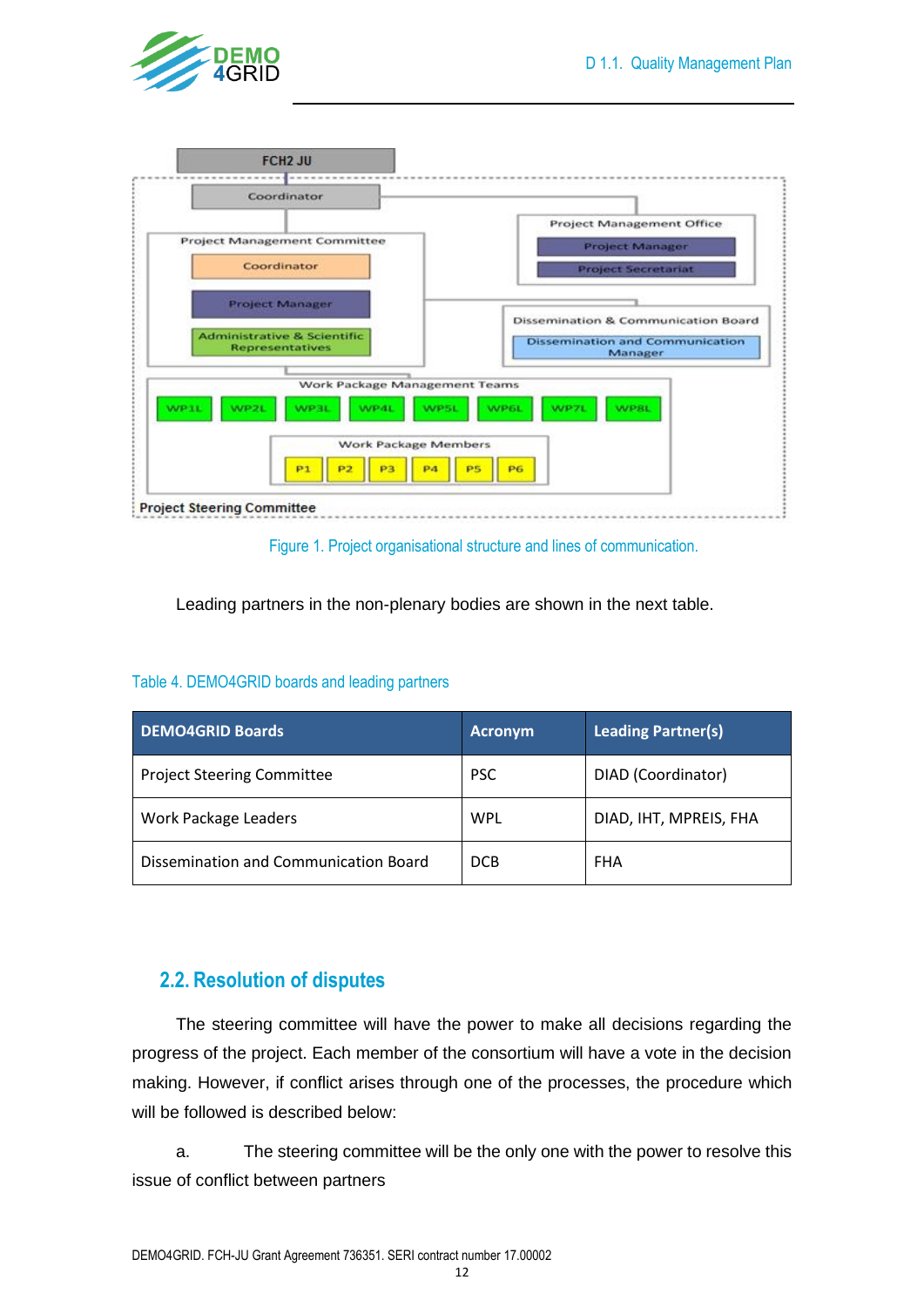Figure 1. Project organisational structure and lines of communication.

Leading partners in the non-plenary bodies are shown in the next table.

Table 4. DEMO4GRID boards and leading partners

| DEMO4GRID Boards | Acronym | Leading Partner(s) |
| --- | --- | --- |
| Project Steering Committee | PSC | DIAD (Coordinator) |
| Work Package Leaders | WPL | DIAD, IHT, MPREIS, FHA |
| Dissemination and Communication Board | DCB | FHA |

## 2.2. Resolution of disputes

The steering committee will have the power to make all decisions regarding the progress of the project. Each member of the consortium will have a vote in the decision making. However, if conflict arises through one of the processes, the procedure which will be followed is described below:

a. The steering committee will be the only one with the power to resolve this issue of conflict between partners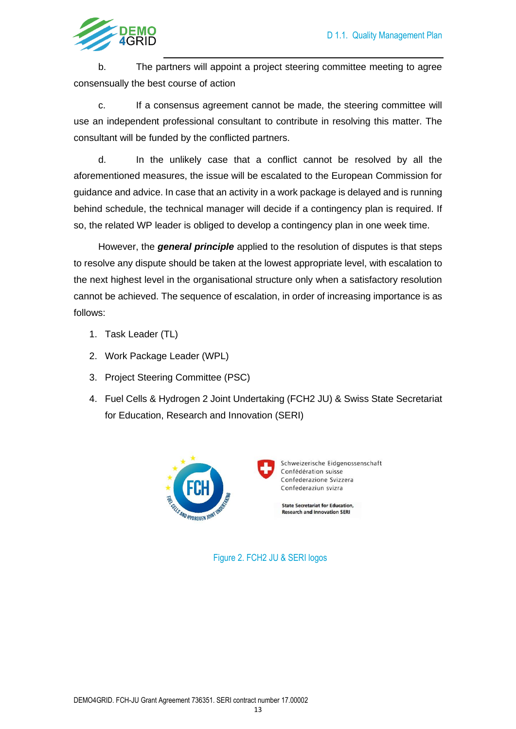b. The partners will appoint a project steering committee meeting to agree consensually the best course of action

c. If a consensus agreement cannot be made, the steering committee will use an independent professional consultant to contribute in resolving this matter. The consultant will be funded by the conflicted partners.

d. In the unlikely case that a conflict cannot be resolved by all the aforementioned measures, the issue will be escalated to the European Commission for guidance and advice. In case that an activity in a work package is delayed and is running behind schedule, the technical manager will decide if a contingency plan is required. If so, the related WP leader is obliged to develop a contingency plan in one week time.

However, the ***general principle*** applied to the resolution of disputes is that steps to resolve any dispute should be taken at the lowest appropriate level, with escalation to the next highest level in the organisational structure only when a satisfactory resolution cannot be achieved. The sequence of escalation, in order of increasing importance is as follows:

1. Task Leader (TL)
2. Work Package Leader (WPL)
3. Project Steering Committee (PSC)
4. Fuel Cells & Hydrogen 2 Joint Undertaking (FCH2 JU) & Swiss State Secretariat for Education, Research and Innovation (SERI)

Figure 2. FCH2 JU & SERI logos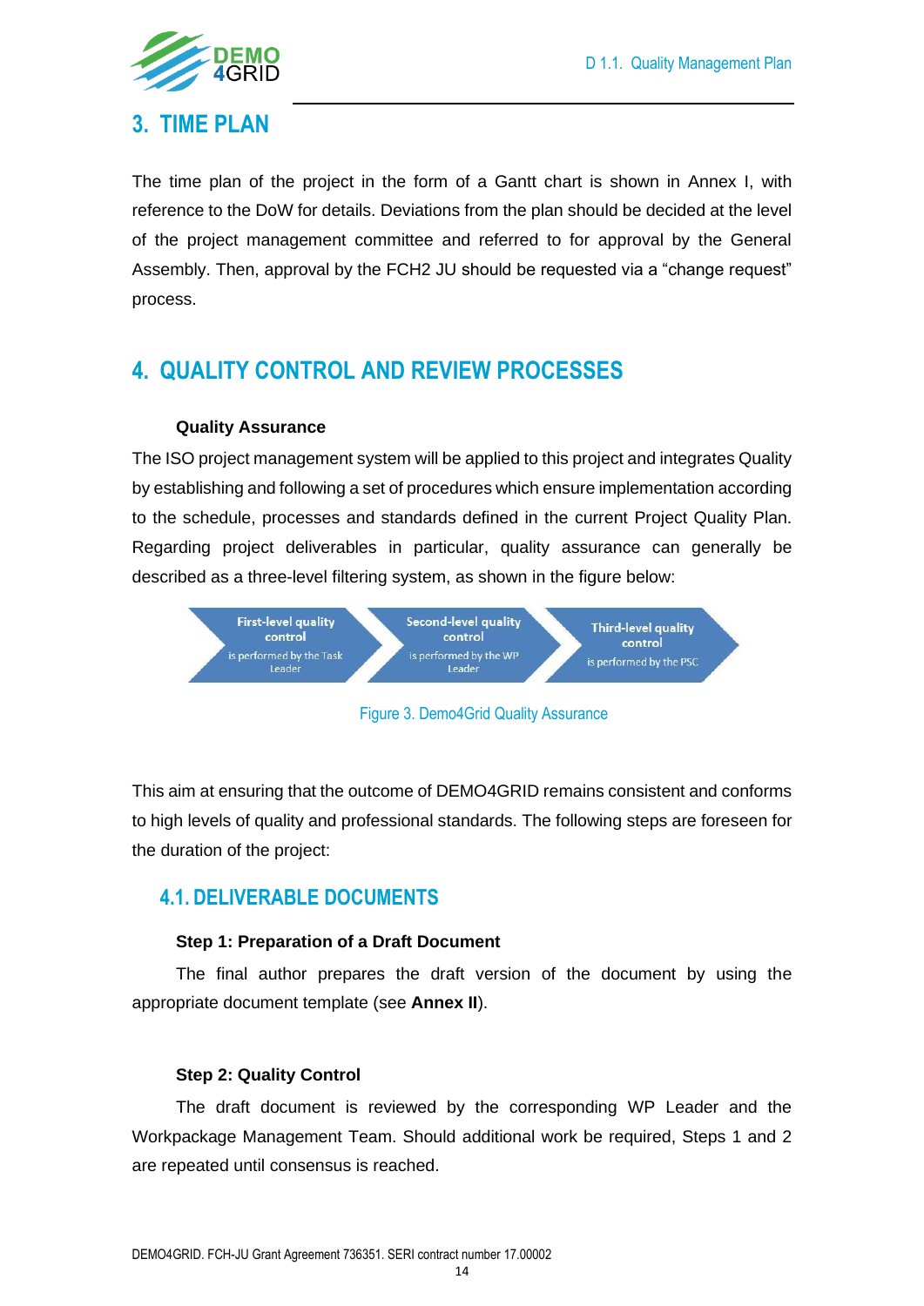# 3. TIME PLAN

The time plan of the project in the form of a Gantt chart is shown in Annex I, with reference to the DoW for details. Deviations from the plan should be decided at the level of the project management committee and referred to for approval by the General Assembly. Then, approval by the FCH2 JU should be requested via a "change request" process.

# 4. QUALITY CONTROL AND REVIEW PROCESSES

**Quality Assurance**

The ISO project management system will be applied to this project and integrates Quality by establishing and following a set of procedures which ensure implementation according to the schedule, processes and standards defined in the current Project Quality Plan. Regarding project deliverables in particular, quality assurance can generally be described as a three-level filtering system, as shown in the figure below:

First-level quality control is performed by the Task Leader → Second-level quality control is performed by the WP Leader → Third-level quality control is performed by the PSC

Figure 3. Demo4Grid Quality Assurance

This aim at ensuring that the outcome of DEMO4GRID remains consistent and conforms to high levels of quality and professional standards. The following steps are foreseen for the duration of the project:

## 4.1. DELIVERABLE DOCUMENTS

**Step 1: Preparation of a Draft Document**

The final author prepares the draft version of the document by using the appropriate document template (see **Annex II**).

**Step 2: Quality Control**

The draft document is reviewed by the corresponding WP Leader and the Workpackage Management Team. Should additional work be required, Steps 1 and 2 are repeated until consensus is reached.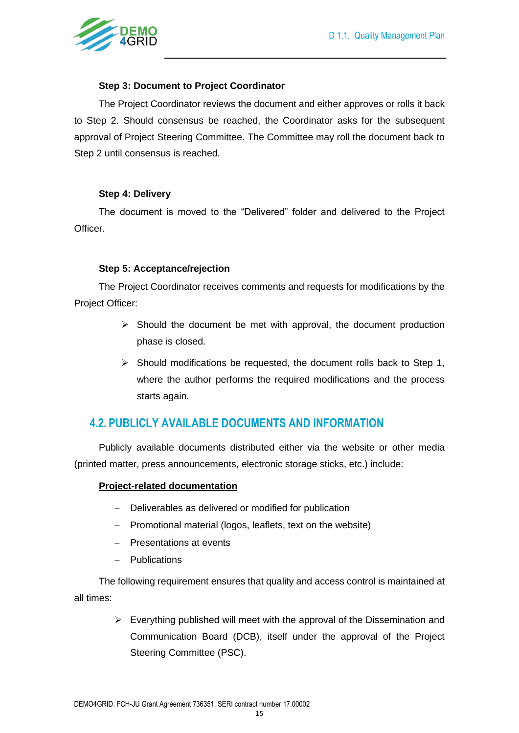**Step 3: Document to Project Coordinator**

The Project Coordinator reviews the document and either approves or rolls it back to Step 2. Should consensus be reached, the Coordinator asks for the subsequent approval of Project Steering Committee. The Committee may roll the document back to Step 2 until consensus is reached.

**Step 4: Delivery**

The document is moved to the "Delivered" folder and delivered to the Project Officer.

**Step 5: Acceptance/rejection**

The Project Coordinator receives comments and requests for modifications by the Project Officer:

- Should the document be met with approval, the document production phase is closed.
- Should modifications be requested, the document rolls back to Step 1, where the author performs the required modifications and the process starts again.

## 4.2. PUBLICLY AVAILABLE DOCUMENTS AND INFORMATION

Publicly available documents distributed either via the website or other media (printed matter, press announcements, electronic storage sticks, etc.) include:

**Project-related documentation**

- Deliverables as delivered or modified for publication
- Promotional material (logos, leaflets, text on the website)
- Presentations at events
- Publications

The following requirement ensures that quality and access control is maintained at all times:

- Everything published will meet with the approval of the Dissemination and Communication Board (DCB), itself under the approval of the Project Steering Committee (PSC).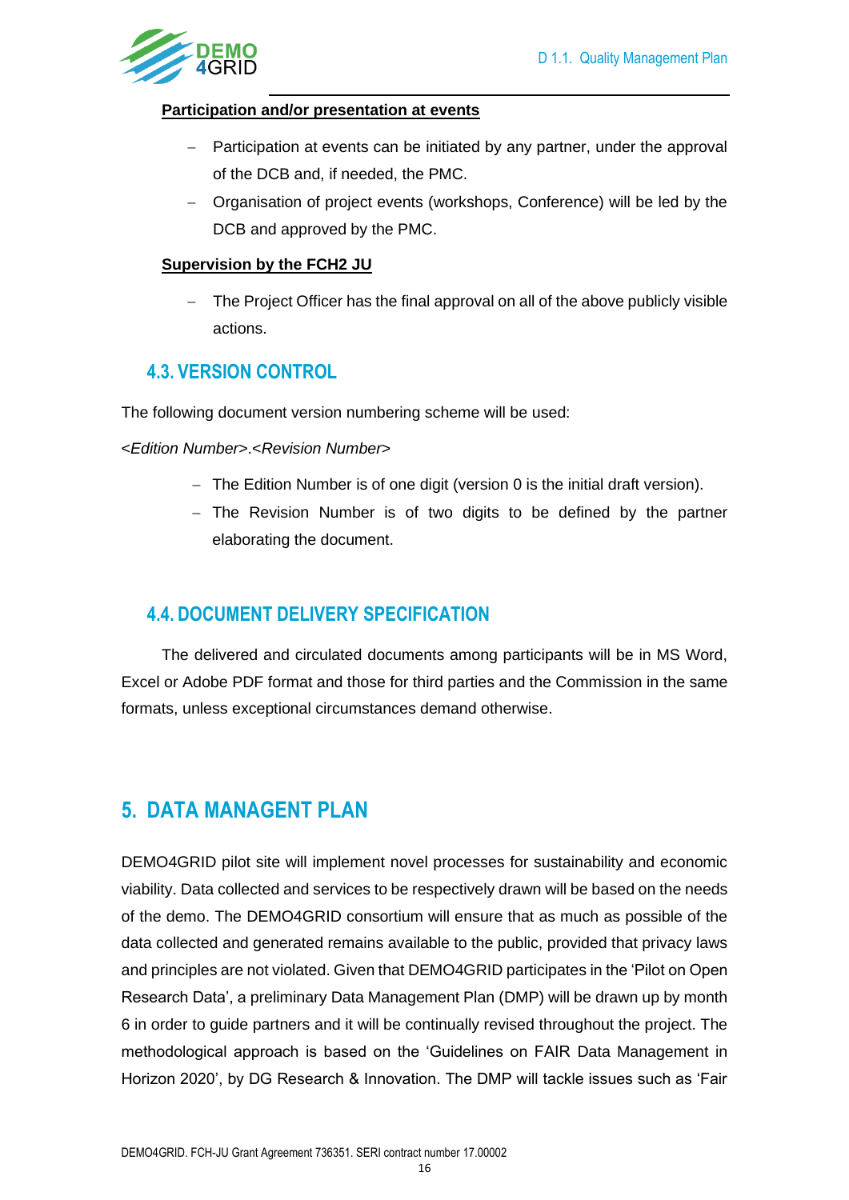**Participation and/or presentation at events**

- Participation at events can be initiated by any partner, under the approval of the DCB and, if needed, the PMC.
- Organisation of project events (workshops, Conference) will be led by the DCB and approved by the PMC.

**Supervision by the FCH2 JU**

- The Project Officer has the final approval on all of the above publicly visible actions.

## 4.3. VERSION CONTROL

The following document version numbering scheme will be used:

*<Edition Number>.<Revision Number>*

- The Edition Number is of one digit (version 0 is the initial draft version).
- The Revision Number is of two digits to be defined by the partner elaborating the document.

## 4.4. DOCUMENT DELIVERY SPECIFICATION

The delivered and circulated documents among participants will be in MS Word, Excel or Adobe PDF format and those for third parties and the Commission in the same formats, unless exceptional circumstances demand otherwise.

# 5. DATA MANAGENT PLAN

DEMO4GRID pilot site will implement novel processes for sustainability and economic viability. Data collected and services to be respectively drawn will be based on the needs of the demo. The DEMO4GRID consortium will ensure that as much as possible of the data collected and generated remains available to the public, provided that privacy laws and principles are not violated. Given that DEMO4GRID participates in the 'Pilot on Open Research Data', a preliminary Data Management Plan (DMP) will be drawn up by month 6 in order to guide partners and it will be continually revised throughout the project. The methodological approach is based on the 'Guidelines on FAIR Data Management in Horizon 2020', by DG Research & Innovation. The DMP will tackle issues such as 'Fair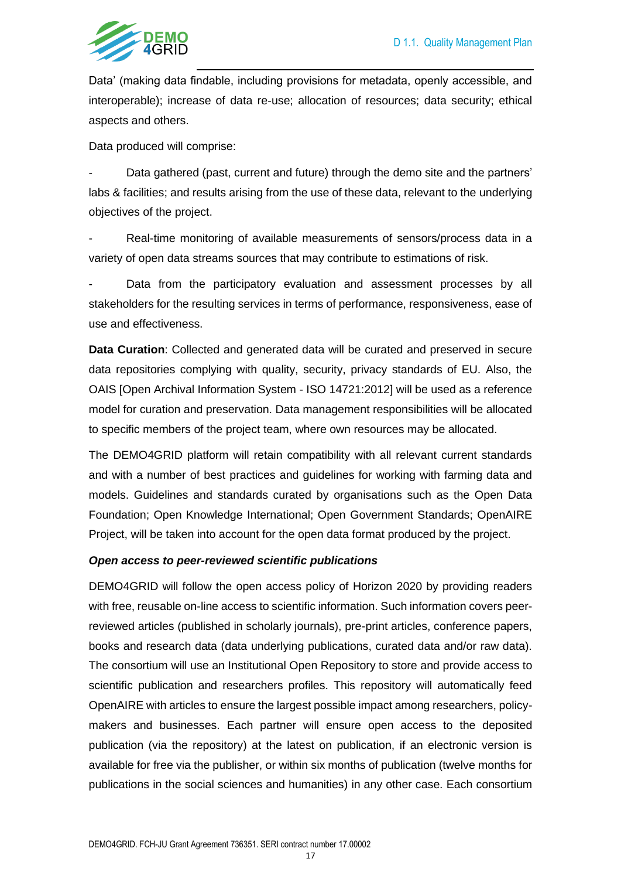Data' (making data findable, including provisions for metadata, openly accessible, and interoperable); increase of data re-use; allocation of resources; data security; ethical aspects and others.

Data produced will comprise:

- Data gathered (past, current and future) through the demo site and the partners' labs & facilities; and results arising from the use of these data, relevant to the underlying objectives of the project.

- Real-time monitoring of available measurements of sensors/process data in a variety of open data streams sources that may contribute to estimations of risk.

- Data from the participatory evaluation and assessment processes by all stakeholders for the resulting services in terms of performance, responsiveness, ease of use and effectiveness.

**Data Curation**: Collected and generated data will be curated and preserved in secure data repositories complying with quality, security, privacy standards of EU. Also, the OAIS [Open Archival Information System - ISO 14721:2012] will be used as a reference model for curation and preservation. Data management responsibilities will be allocated to specific members of the project team, where own resources may be allocated.

The DEMO4GRID platform will retain compatibility with all relevant current standards and with a number of best practices and guidelines for working with farming data and models. Guidelines and standards curated by organisations such as the Open Data Foundation; Open Knowledge International; Open Government Standards; OpenAIRE Project, will be taken into account for the open data format produced by the project.

***Open access to peer-reviewed scientific publications***

DEMO4GRID will follow the open access policy of Horizon 2020 by providing readers with free, reusable on-line access to scientific information. Such information covers peer-reviewed articles (published in scholarly journals), pre-print articles, conference papers, books and research data (data underlying publications, curated data and/or raw data). The consortium will use an Institutional Open Repository to store and provide access to scientific publication and researchers profiles. This repository will automatically feed OpenAIRE with articles to ensure the largest possible impact among researchers, policy-makers and businesses. Each partner will ensure open access to the deposited publication (via the repository) at the latest on publication, if an electronic version is available for free via the publisher, or within six months of publication (twelve months for publications in the social sciences and humanities) in any other case. Each consortium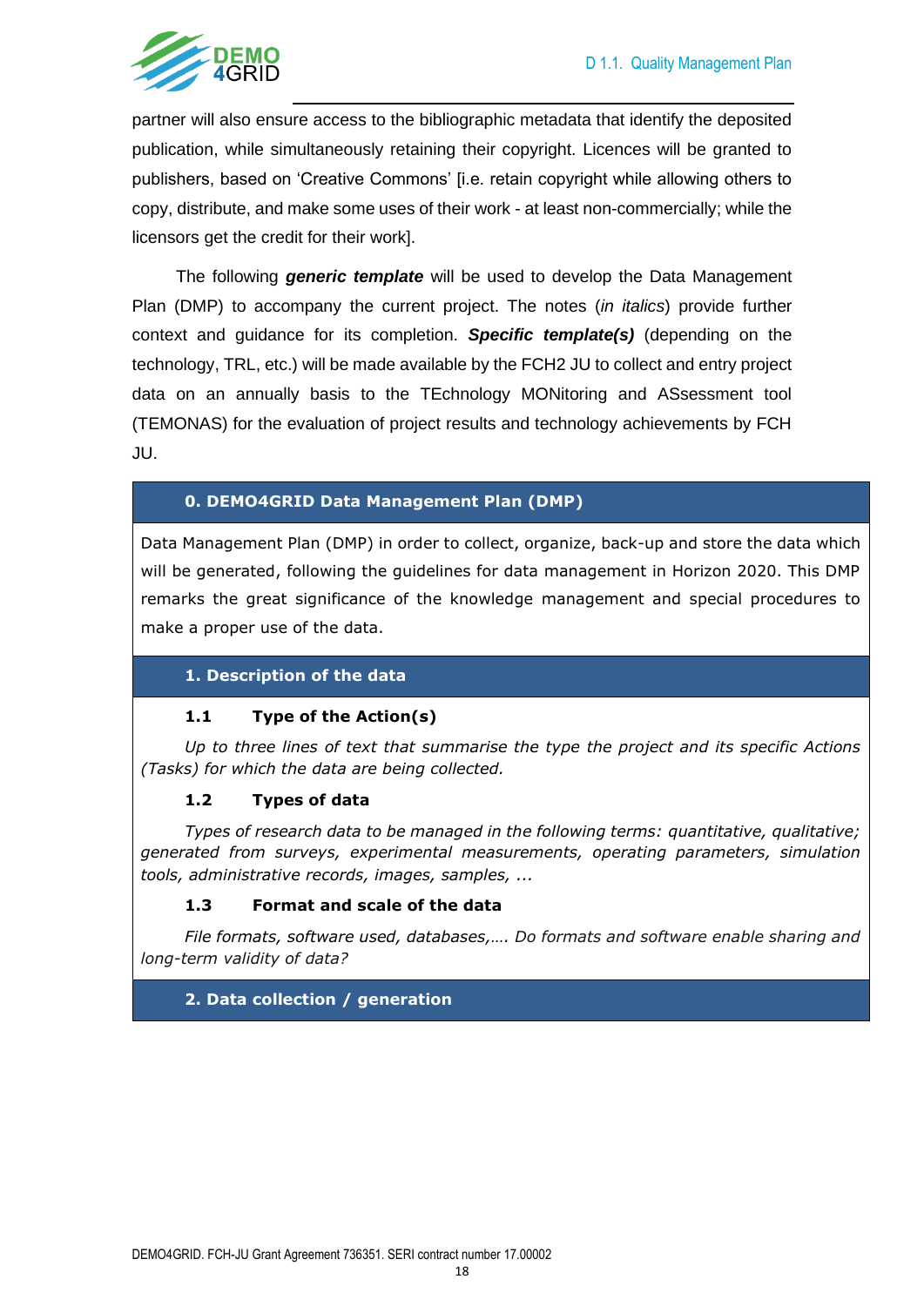partner will also ensure access to the bibliographic metadata that identify the deposited publication, while simultaneously retaining their copyright. Licences will be granted to publishers, based on 'Creative Commons' [i.e. retain copyright while allowing others to copy, distribute, and make some uses of their work - at least non-commercially; while the licensors get the credit for their work].

The following ***generic template*** will be used to develop the Data Management Plan (DMP) to accompany the current project. The notes (*in italics*) provide further context and guidance for its completion. ***Specific template(s)*** (depending on the technology, TRL, etc.) will be made available by the FCH2 JU to collect and entry project data on an annually basis to the TEchnology MONitoring and ASsessment tool (TEMONAS) for the evaluation of project results and technology achievements by FCH JU.

## 0. DEMO4GRID Data Management Plan (DMP)

Data Management Plan (DMP) in order to collect, organize, back-up and store the data which will be generated, following the guidelines for data management in Horizon 2020. This DMP remarks the great significance of the knowledge management and special procedures to make a proper use of the data.

## 1. Description of the data

### 1.1 Type of the Action(s)

*Up to three lines of text that summarise the type the project and its specific Actions (Tasks) for which the data are being collected.*

### 1.2 Types of data

*Types of research data to be managed in the following terms: quantitative, qualitative; generated from surveys, experimental measurements, operating parameters, simulation tools, administrative records, images, samples, ...*

### 1.3 Format and scale of the data

*File formats, software used, databases,…. Do formats and software enable sharing and long-term validity of data?*

## 2. Data collection / generation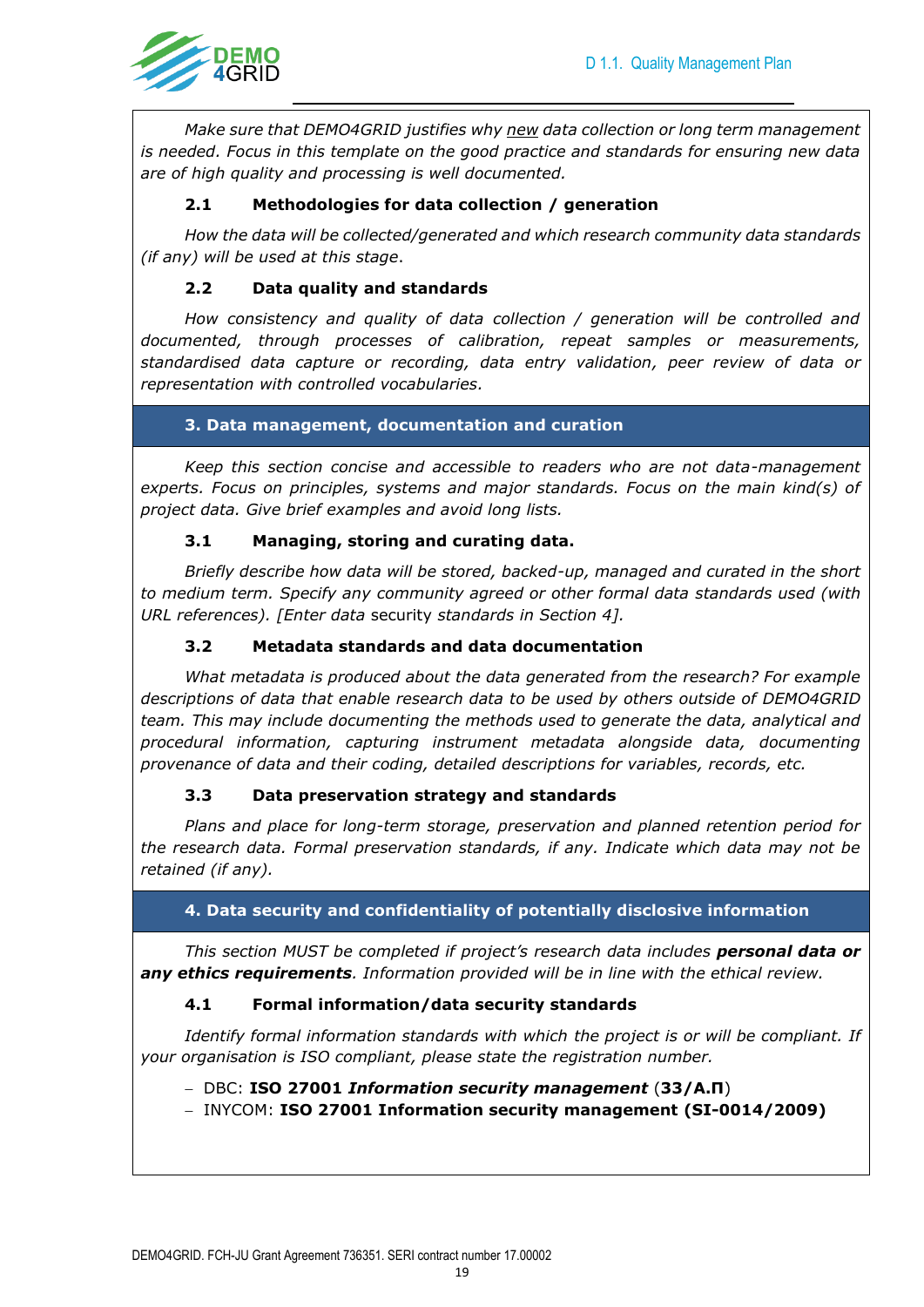*Make sure that DEMO4GRID justifies why <u>new</u> data collection or long term management is needed. Focus in this template on the good practice and standards for ensuring new data are of high quality and processing is well documented.*

### 2.1 Methodologies for data collection / generation

*How the data will be collected/generated and which research community data standards (if any) will be used at this stage.*

### 2.2 Data quality and standards

*How consistency and quality of data collection / generation will be controlled and documented, through processes of calibration, repeat samples or measurements, standardised data capture or recording, data entry validation, peer review of data or representation with controlled vocabularies.*

## 3. Data management, documentation and curation

*Keep this section concise and accessible to readers who are not data-management experts. Focus on principles, systems and major standards. Focus on the main kind(s) of project data. Give brief examples and avoid long lists.*

### 3.1 Managing, storing and curating data.

*Briefly describe how data will be stored, backed-up, managed and curated in the short to medium term. Specify any community agreed or other formal data standards used (with URL references). [Enter data* security *standards in Section 4].*

### 3.2 Metadata standards and data documentation

*What metadata is produced about the data generated from the research? For example descriptions of data that enable research data to be used by others outside of DEMO4GRID team. This may include documenting the methods used to generate the data, analytical and procedural information, capturing instrument metadata alongside data, documenting provenance of data and their coding, detailed descriptions for variables, records, etc.*

### 3.3 Data preservation strategy and standards

*Plans and place for long-term storage, preservation and planned retention period for the research data. Formal preservation standards, if any. Indicate which data may not be retained (if any).*

## 4. Data security and confidentiality of potentially disclosive information

*This section MUST be completed if project's research data includes **personal data or any ethics requirements**. Information provided will be in line with the ethical review.*

### 4.1 Formal information/data security standards

*Identify formal information standards with which the project is or will be compliant. If your organisation is ISO compliant, please state the registration number.*

- DBC: **ISO 27001 *Information security management*** (**33/A.Π**)
- INYCOM: **ISO 27001 Information security management (SI-0014/2009)**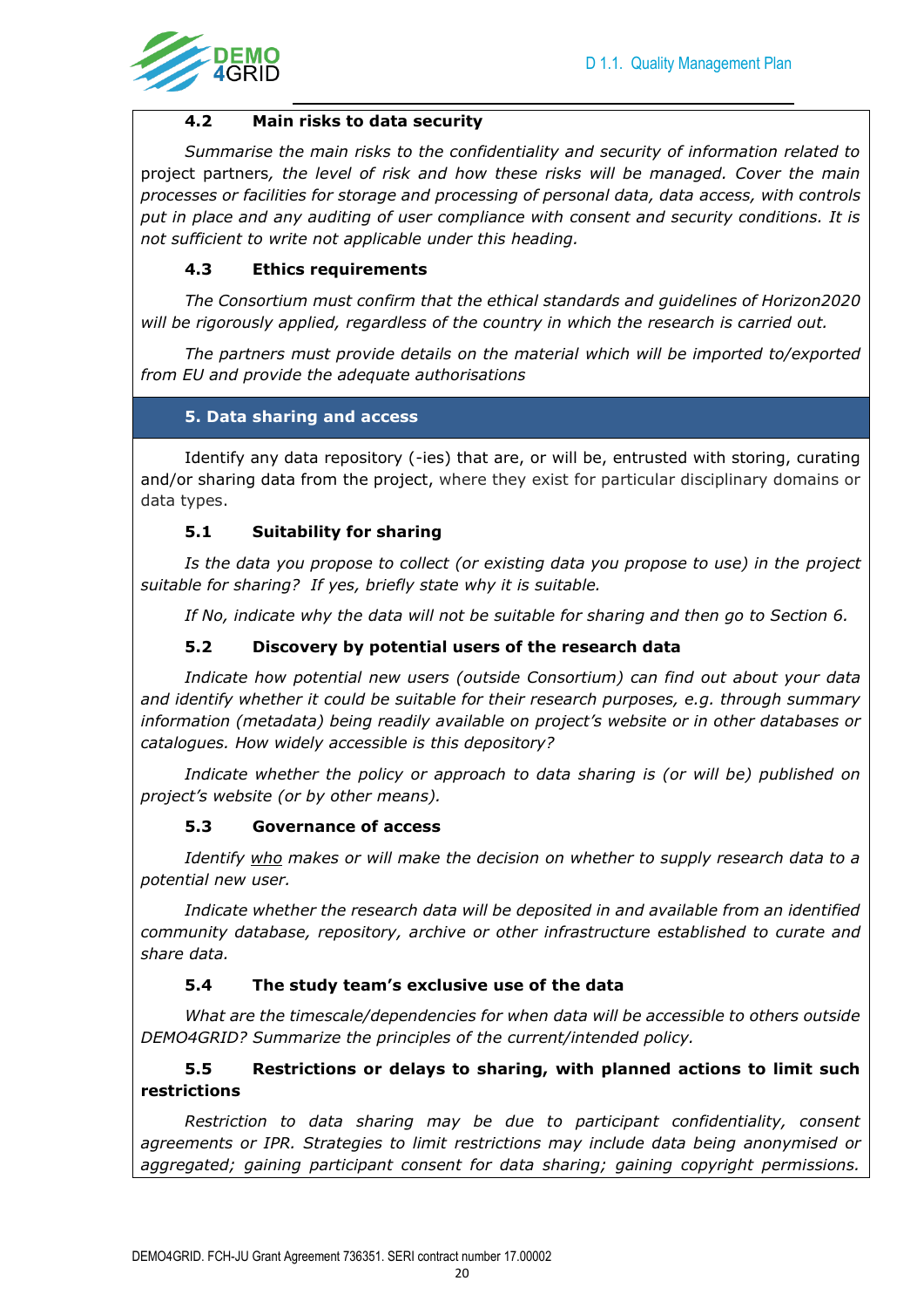### 4.2 Main risks to data security

*Summarise the main risks to the confidentiality and security of information related to* project partners*, the level of risk and how these risks will be managed. Cover the main processes or facilities for storage and processing of personal data, data access, with controls put in place and any auditing of user compliance with consent and security conditions. It is not sufficient to write not applicable under this heading.*

### 4.3 Ethics requirements

*The Consortium must confirm that the ethical standards and guidelines of Horizon2020 will be rigorously applied, regardless of the country in which the research is carried out.*

*The partners must provide details on the material which will be imported to/exported from EU and provide the adequate authorisations*

## 5. Data sharing and access

Identify any data repository (-ies) that are, or will be, entrusted with storing, curating and/or sharing data from the project, where they exist for particular disciplinary domains or data types.

### 5.1 Suitability for sharing

*Is the data you propose to collect (or existing data you propose to use) in the project suitable for sharing? If yes, briefly state why it is suitable.*

*If No, indicate why the data will not be suitable for sharing and then go to Section 6.*

### 5.2 Discovery by potential users of the research data

*Indicate how potential new users (outside Consortium) can find out about your data and identify whether it could be suitable for their research purposes, e.g. through summary information (metadata) being readily available on project's website or in other databases or catalogues. How widely accessible is this depository?*

*Indicate whether the policy or approach to data sharing is (or will be) published on project's website (or by other means).*

### 5.3 Governance of access

*Identify <u>who</u> makes or will make the decision on whether to supply research data to a potential new user.*

*Indicate whether the research data will be deposited in and available from an identified community database, repository, archive or other infrastructure established to curate and share data.*

### 5.4 The study team's exclusive use of the data

*What are the timescale/dependencies for when data will be accessible to others outside DEMO4GRID? Summarize the principles of the current/intended policy.*

### 5.5 Restrictions or delays to sharing, with planned actions to limit such restrictions

*Restriction to data sharing may be due to participant confidentiality, consent agreements or IPR. Strategies to limit restrictions may include data being anonymised or aggregated; gaining participant consent for data sharing; gaining copyright permissions.*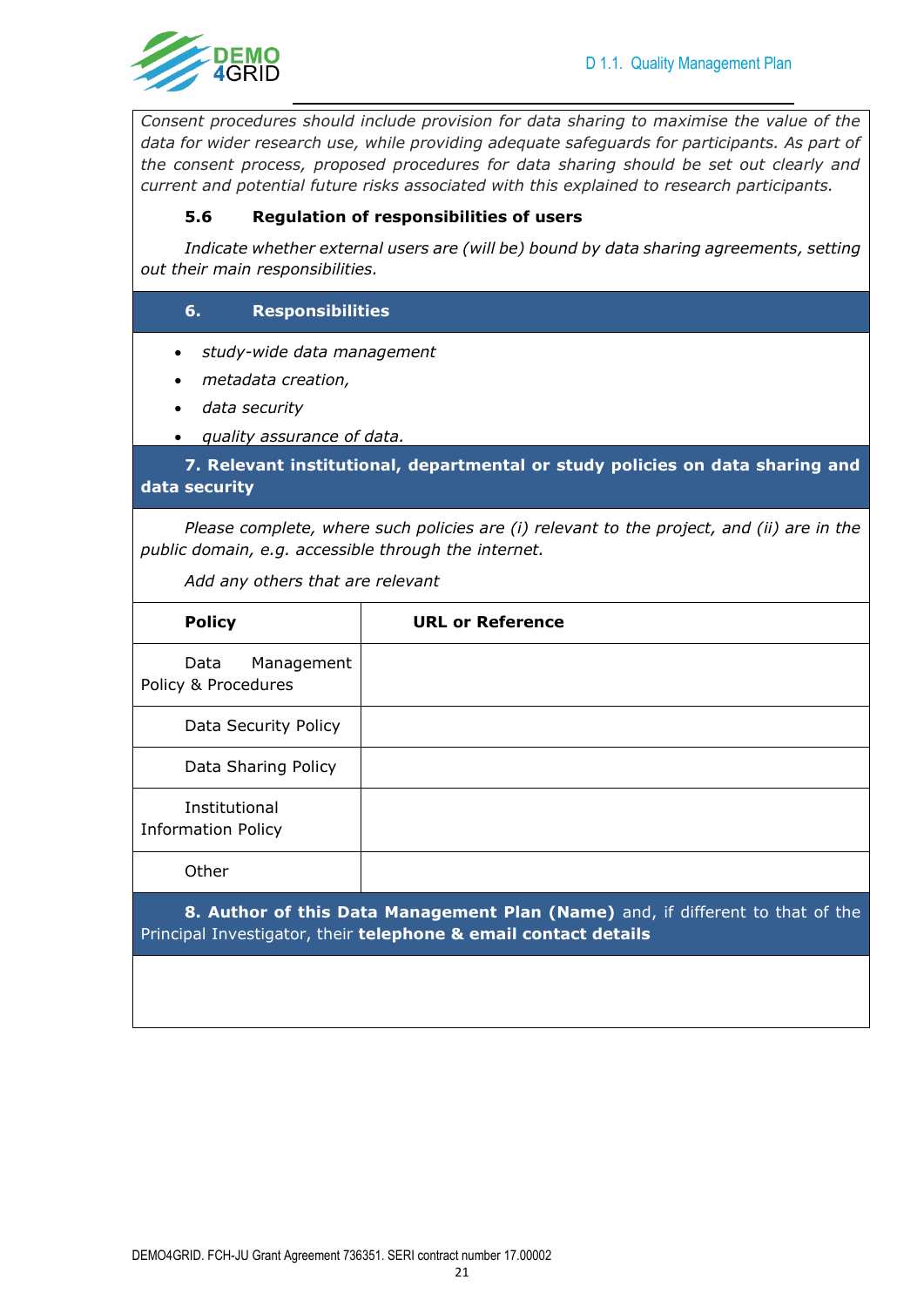*Consent procedures should include provision for data sharing to maximise the value of the data for wider research use, while providing adequate safeguards for participants. As part of the consent process, proposed procedures for data sharing should be set out clearly and current and potential future risks associated with this explained to research participants.*

### 5.6 Regulation of responsibilities of users

*Indicate whether external users are (will be) bound by data sharing agreements, setting out their main responsibilities.*

## 6. Responsibilities

- *study-wide data management*
- *metadata creation,*
- *data security*
- *quality assurance of data.*

## 7. Relevant institutional, departmental or study policies on data sharing and data security

*Please complete, where such policies are (i) relevant to the project, and (ii) are in the public domain, e.g. accessible through the internet.*

*Add any others that are relevant*

| **Policy** | **URL or Reference** |
|---|---|
| Data Management Policy & Procedures | |
| Data Security Policy | |
| Data Sharing Policy | |
| Institutional Information Policy | |
| Other | |

## 8. Author of this Data Management Plan (Name) and, if different to that of the Principal Investigator, their telephone & email contact details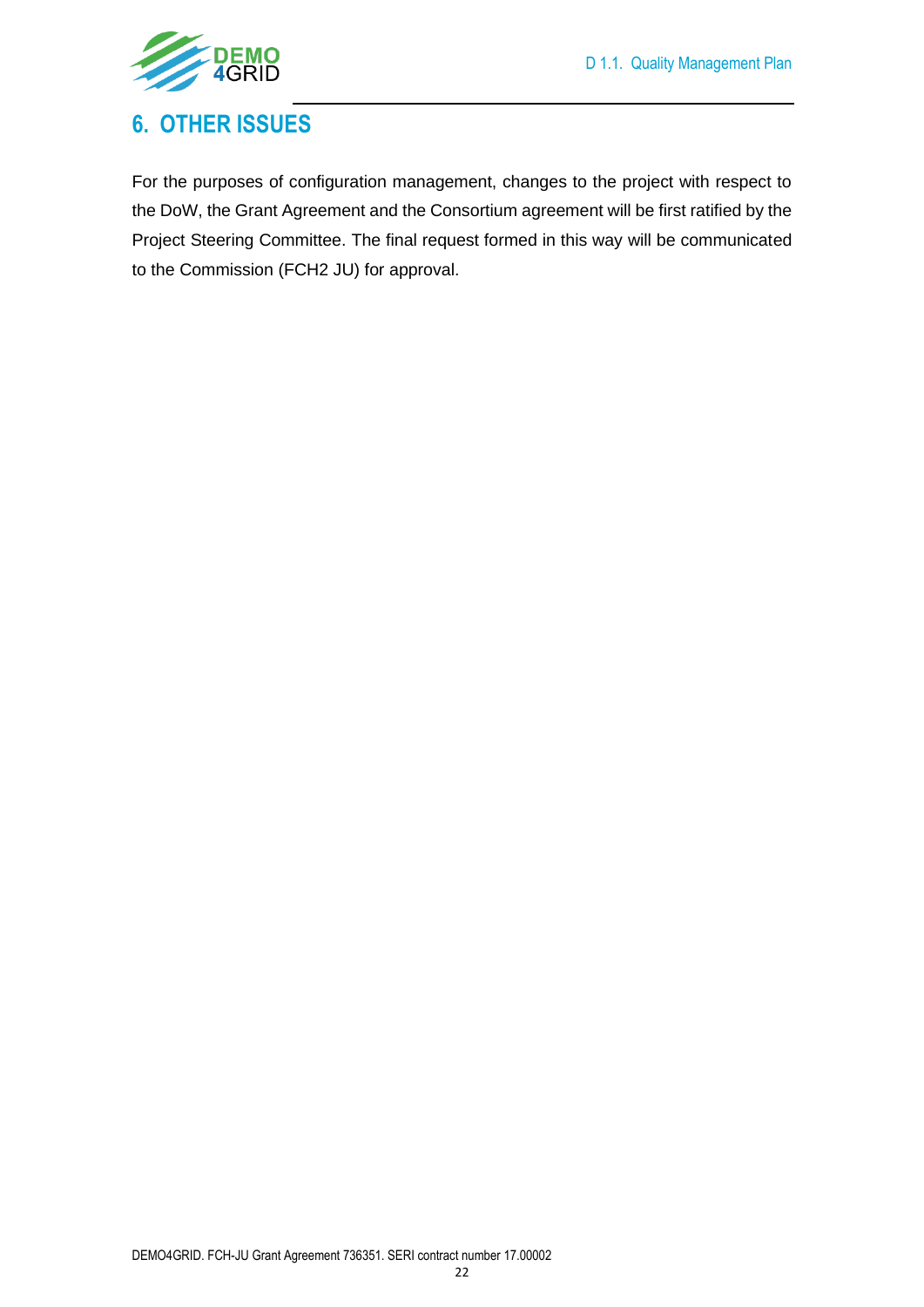# 6. OTHER ISSUES

For the purposes of configuration management, changes to the project with respect to the DoW, the Grant Agreement and the Consortium agreement will be first ratified by the Project Steering Committee. The final request formed in this way will be communicated to the Commission (FCH2 JU) for approval.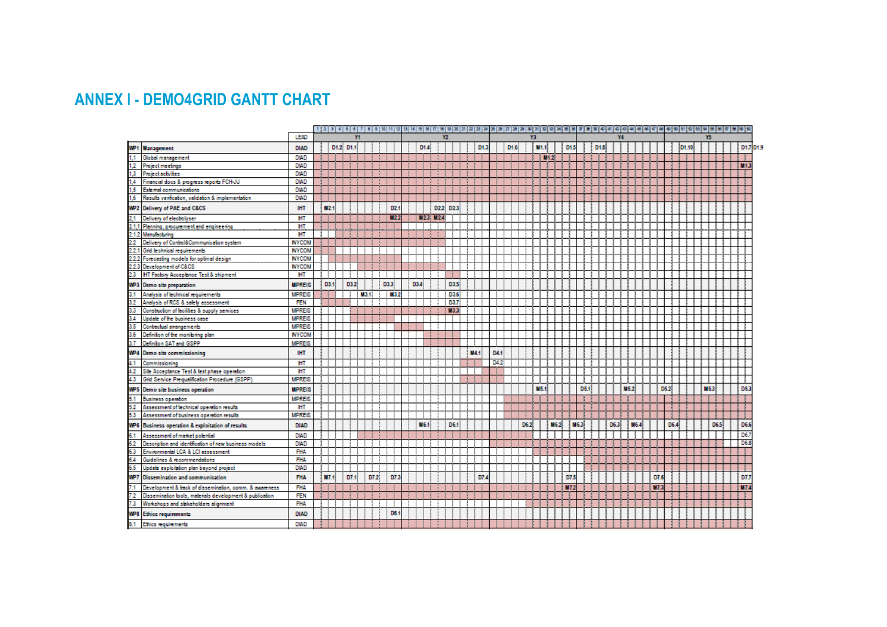# ANNEX I - DEMO4GRID GANTT CHART

| | | LEAD | Y1 | Y2 | Y3 | Y4 | Y5 |
|---|---|---|---|---|---|---|---|
| WP1 | **Management** | DIAD | D1.2 D1.1 | D1.4 D1.3 | D1.6 M1.1 D1.5 | D1.8 | D1.10 D1.7 D1.9 |
| 1.1 | Global management | DIAD | | | M1.2 | | |
| 1.2 | Project meetings | DIAD | | | | | M1.3 |
| 1.3 | Project activities | DIAD | | | | | |
| 1.4 | Financial docs & progress reports FCH-JU | DIAD | | | | | |
| 1.5 | External communications | DIAD | | | | | |
| 1.6 | Results verification, validation & implementation | DIAD | | | | | |
| WP2 | **Delivery of PAE and C&CS** | IHT | M2.1 D2.1 | D2.2 D2.3 | | | |
| 2.1 | Delivery of electrolyser | IHT | M2.2 | M2.3 M2.4 | | | |
| 2.1.1 | Planning, procurement and engineering | IHT | | | | | |
| 2.1.2 | Manufacturing | IHT | | | | | |
| 2.2 | Delivery of Control&Communication system | INYCOM | | | | | |
| 2.2.1 | Grid technical requirements | INYCOM | | | | | |
| 2.2.2 | Forecasting models for optimal design | INYCOM | | | | | |
| 2.2.3 | Development of C&CS | INYCOM | | | | | |
| 2.3 | IHT Factory Acceptance Test & shipment | IHT | | | | | |
| WP3 | **Demo site preparation** | MPREIS | D3.1 D3.2 D3.3 | D3.4 D3.5 | | | |
| 3.1 | Analysis of technical requirements | MPREIS | M3.1 M3.2 | D3.6 | | | |
| 3.2 | Analysis of RCS & safety assessment | FEN | | D3.7 | | | |
| 3.3 | Construction of facilities & supply services | MPREIS | | M3.3 | | | |
| 3.4 | Update of the business case | MPREIS | | | | | |
| 3.5 | Contractual arrangements | MPREIS | | | | | |
| 3.6 | Definition of the monitoring plan | INYCOM | | | | | |
| 3.7 | Definition SAT and GSPP | MPREIS | | | | | |
| WP4 | **Demo site commissioning** | IHT | | M4.1 | D4.1 | | |
| 4.1 | Commissioning | IHT | | | D4.2 | | |
| 4.2 | Site Acceptance Test & test phase operation | IHT | | | | | |
| 4.3 | Grid Service Prequalification Procedure (GSPP) | MPREIS | | | | | |
| WP5 | **Demo site business operation** | MPREIS | | | M5.1 | D5.1 M5.2 D5.2 | M5.3 D5.3 |
| 5.1 | Business operation | MPREIS | | | | | |
| 5.2 | Assessment of technical operation results | IHT | | | | | |
| 5.3 | Assessment of business operation results | MPREIS | | | | | |
| WP6 | **Business operation & exploitation of results** | DIAD | | M6.1 D6.1 | D6.2 M6.2 M6.3 | D6.3 M6.4 | D6.4 D6.5 D6.6 |
| 6.1 | Assessment of market potential | DIAD | | | | | D6.7 |
| 6.2 | Description and identification of new business models | DIAD | | | | | D6.8 |
| 6.3 | Environmental LCA & LCI assessment | FHA | | | | | |
| 6.4 | Guidelines & recommendations | FHA | | | | | |
| 6.5 | Update exploitation plan beyond project | DIAD | | | | | |
| WP7 | **Dissemination and communication** | FHA | M7.1 D7.1 D7.2 D7.3 | D7.4 | D7.5 | D7.6 | D7.7 |
| 7.1 | Development & track of dissemination, comm. & awareness | FHA | | | M7.2 | M7.3 | M7.4 |
| 7.2 | Dissemination tools, materials development & publication | FEN | | | | | |
| 7.3 | Workshops and stakeholders alignment | FHA | | | | | |
| WP8 | **Ethics requirements** | DIAD | D8.1 | | | | |
| 8.1 | Ethics requirements | DIAD | | | | | |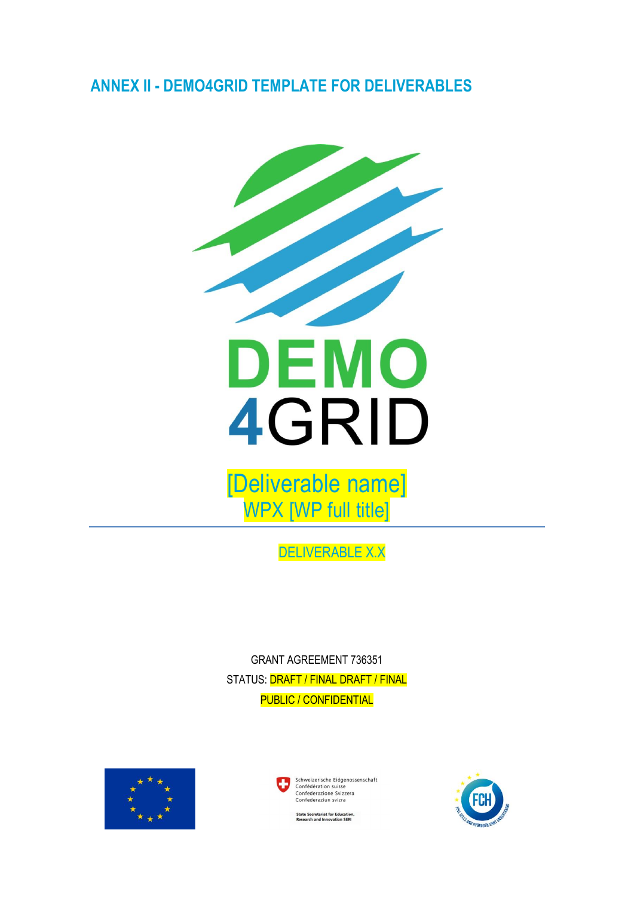## ANNEX II - DEMO4GRID TEMPLATE FOR DELIVERABLES

DEMO
4GRID

[Deliverable name]
WPX [WP full title]

DELIVERABLE X.X

GRANT AGREEMENT 736351
STATUS: DRAFT / FINAL DRAFT / FINAL
PUBLIC / CONFIDENTIAL

Schweizerische Eidgenossenschaft
Confédération suisse
Confederazione Svizzera
Confederaziun svizra

State Secretariat for Education, Research and Innovation SERI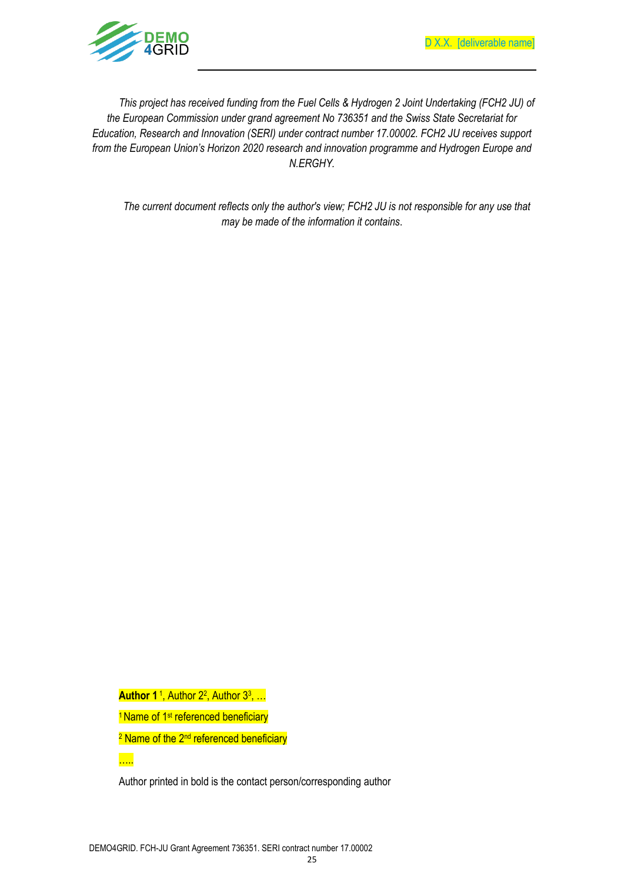*This project has received funding from the Fuel Cells & Hydrogen 2 Joint Undertaking (FCH2 JU) of the European Commission under grand agreement No 736351 and the Swiss State Secretariat for Education, Research and Innovation (SERI) under contract number 17.00002. FCH2 JU receives support from the European Union's Horizon 2020 research and innovation programme and Hydrogen Europe and N.ERGHY.*

*The current document reflects only the author's view; FCH2 JU is not responsible for any use that may be made of the information it contains.*

**Author 1** [1], Author 2[2], Author 3[3], …

[1] Name of 1st referenced beneficiary

[2] Name of the 2nd referenced beneficiary

…..

Author printed in bold is the contact person/corresponding author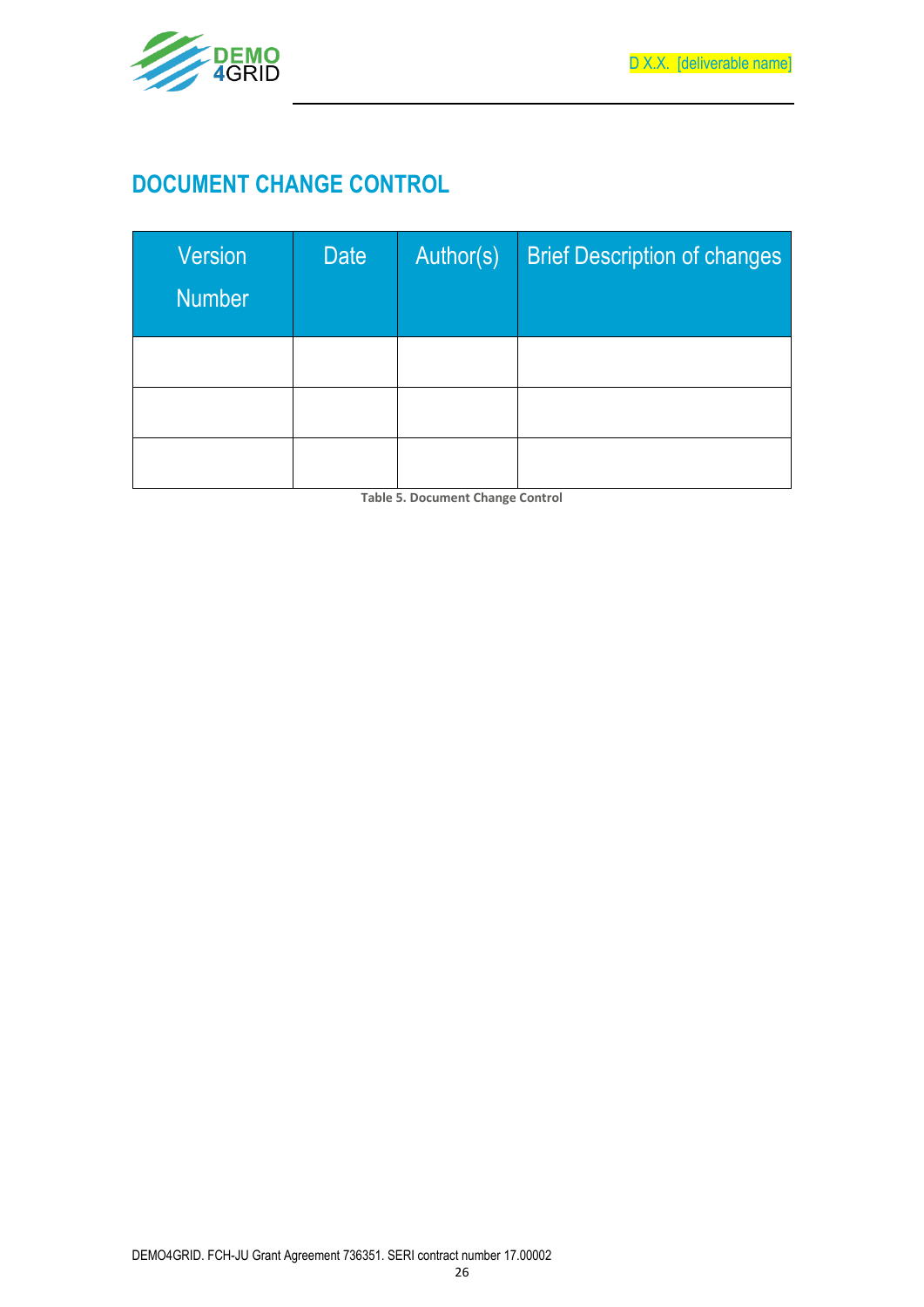## DOCUMENT CHANGE CONTROL

| Version Number | Date | Author(s) | Brief Description of changes |
|---|---|---|---|
| | | | |
| | | | |
| | | | |

Table 5. Document Change Control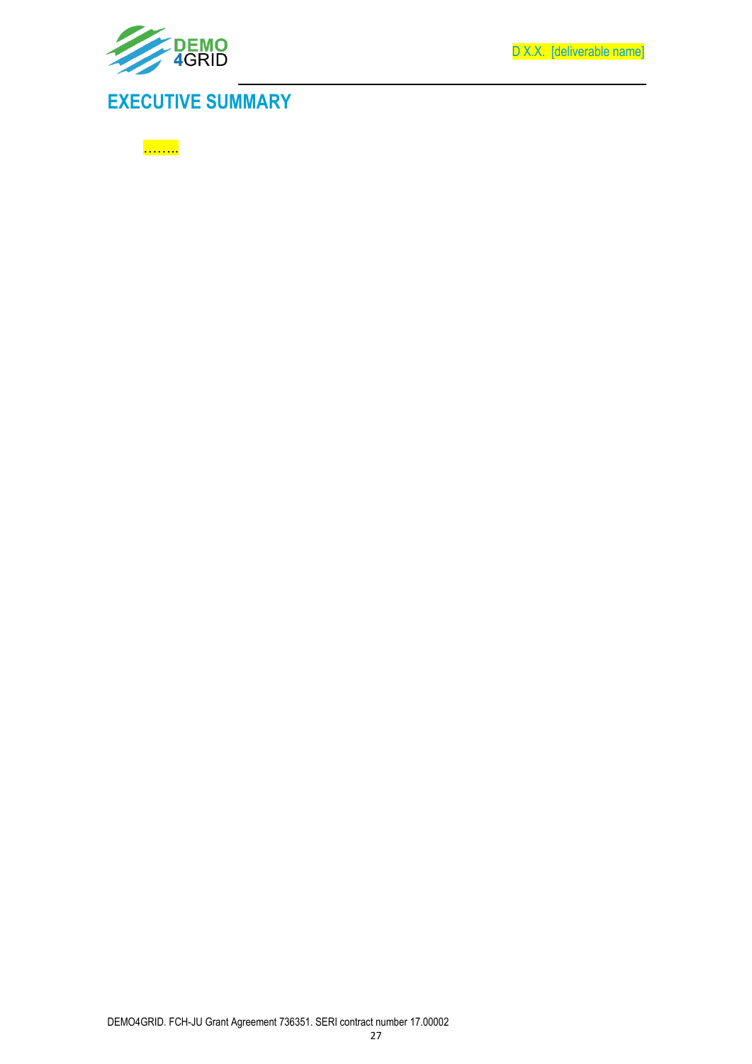# EXECUTIVE SUMMARY

……..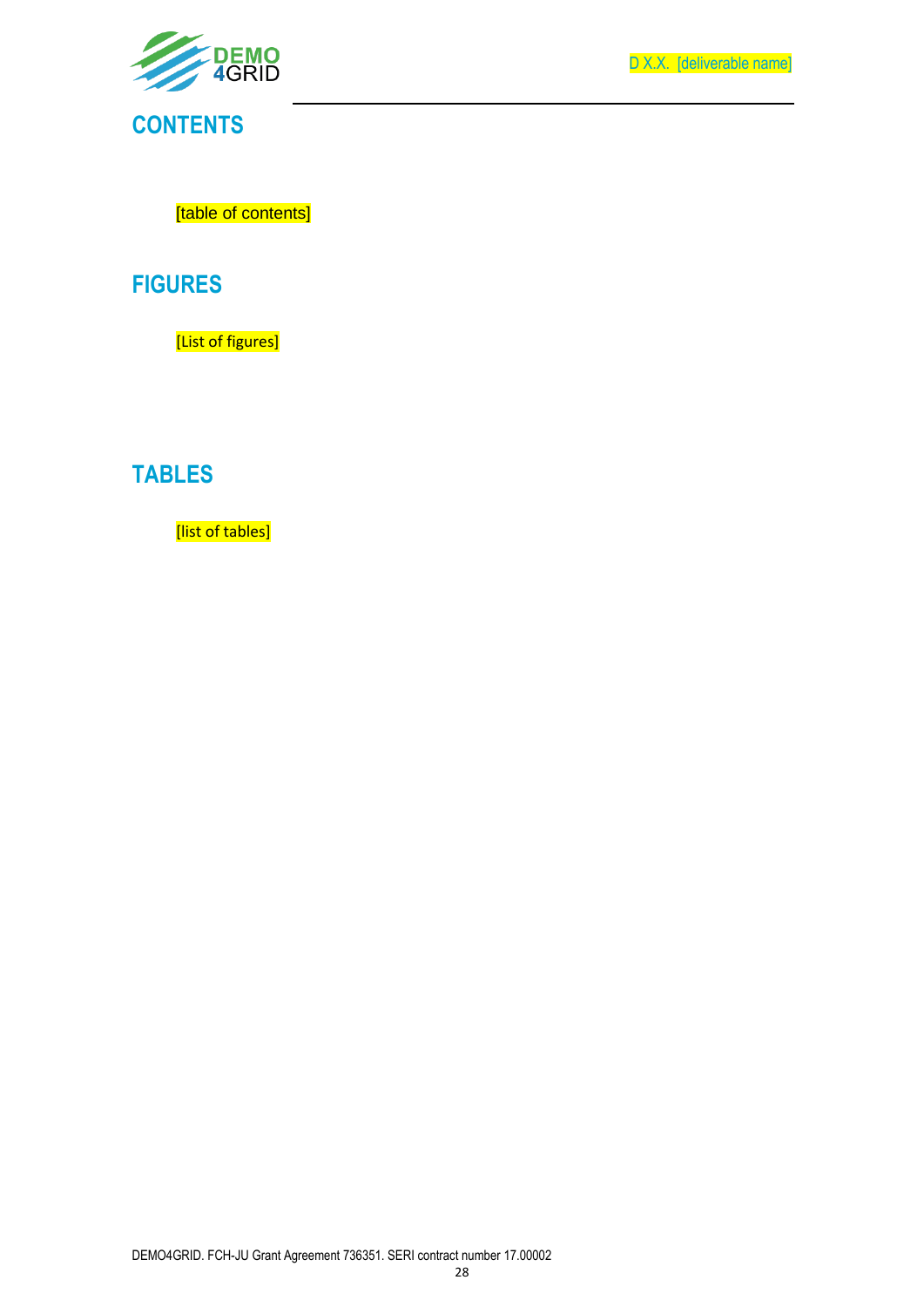# CONTENTS

[table of contents]

# FIGURES

[List of figures]

# TABLES

[list of tables]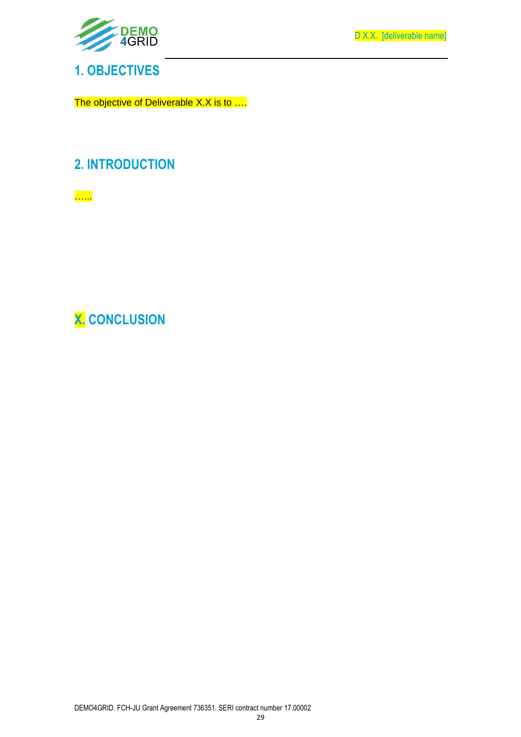# 1. OBJECTIVES

The objective of Deliverable X.X is to ….

# 2. INTRODUCTION

…...

# X. CONCLUSION